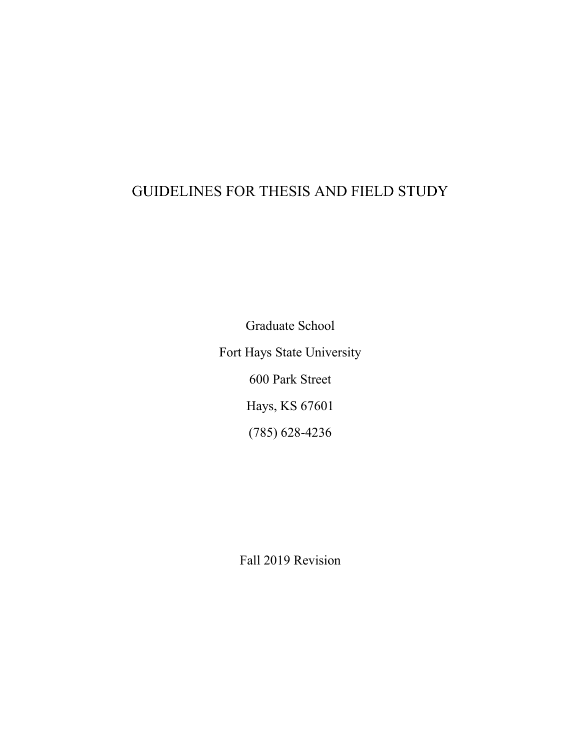# GUIDELINES FOR THESIS AND FIELD STUDY

Graduate School

Fort Hays State University

600 Park Street

Hays, KS 67601

(785) 628-4236

Fall 2019 Revision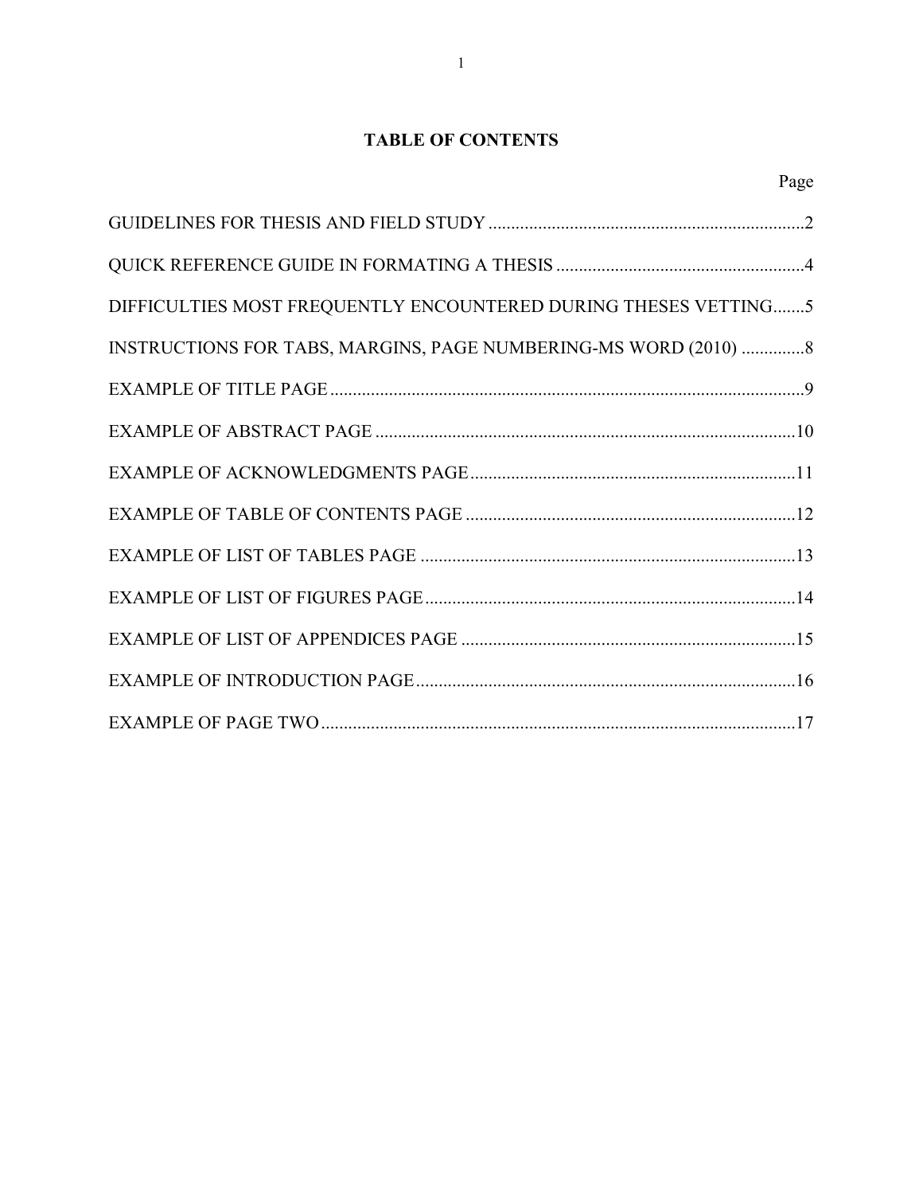# TABLE OF CONTENTS

| | Page |
|---|---|
| GUIDELINES FOR THESIS AND FIELD STUDY | 2 |
| QUICK REFERENCE GUIDE IN FORMATING A THESIS | 4 |
| DIFFICULTIES MOST FREQUENTLY ENCOUNTERED DURING THESES VETTING | 5 |
| INSTRUCTIONS FOR TABS, MARGINS, PAGE NUMBERING-MS WORD (2010) | 8 |
| EXAMPLE OF TITLE PAGE | 9 |
| EXAMPLE OF ABSTRACT PAGE | 10 |
| EXAMPLE OF ACKNOWLEDGMENTS PAGE | 11 |
| EXAMPLE OF TABLE OF CONTENTS PAGE | 12 |
| EXAMPLE OF LIST OF TABLES PAGE | 13 |
| EXAMPLE OF LIST OF FIGURES PAGE | 14 |
| EXAMPLE OF LIST OF APPENDICES PAGE | 15 |
| EXAMPLE OF INTRODUCTION PAGE | 16 |
| EXAMPLE OF PAGE TWO | 17 |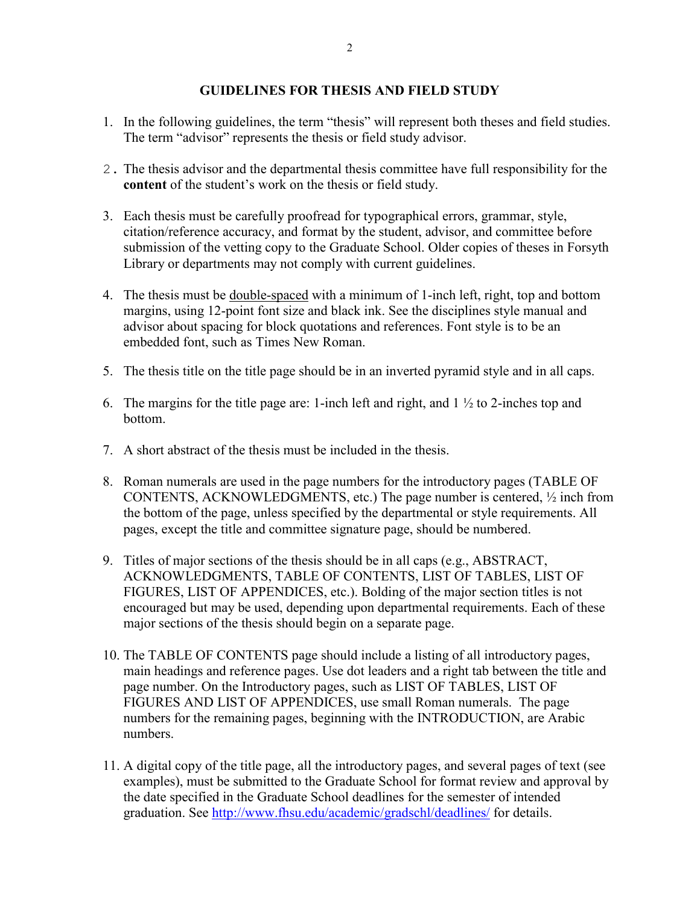## GUIDELINES FOR THESIS AND FIELD STUDY

1. In the following guidelines, the term "thesis" will represent both theses and field studies. The term "advisor" represents the thesis or field study advisor.

2. The thesis advisor and the departmental thesis committee have full responsibility for the **content** of the student's work on the thesis or field study.

3. Each thesis must be carefully proofread for typographical errors, grammar, style, citation/reference accuracy, and format by the student, advisor, and committee before submission of the vetting copy to the Graduate School. Older copies of theses in Forsyth Library or departments may not comply with current guidelines.

4. The thesis must be double-spaced with a minimum of 1-inch left, right, top and bottom margins, using 12-point font size and black ink. See the disciplines style manual and advisor about spacing for block quotations and references. Font style is to be an embedded font, such as Times New Roman.

5. The thesis title on the title page should be in an inverted pyramid style and in all caps.

6. The margins for the title page are: 1-inch left and right, and 1 ½ to 2-inches top and bottom.

7. A short abstract of the thesis must be included in the thesis.

8. Roman numerals are used in the page numbers for the introductory pages (TABLE OF CONTENTS, ACKNOWLEDGMENTS, etc.) The page number is centered, ½ inch from the bottom of the page, unless specified by the departmental or style requirements. All pages, except the title and committee signature page, should be numbered.

9. Titles of major sections of the thesis should be in all caps (e.g., ABSTRACT, ACKNOWLEDGMENTS, TABLE OF CONTENTS, LIST OF TABLES, LIST OF FIGURES, LIST OF APPENDICES, etc.). Bolding of the major section titles is not encouraged but may be used, depending upon departmental requirements. Each of these major sections of the thesis should begin on a separate page.

10. The TABLE OF CONTENTS page should include a listing of all introductory pages, main headings and reference pages. Use dot leaders and a right tab between the title and page number. On the Introductory pages, such as LIST OF TABLES, LIST OF FIGURES AND LIST OF APPENDICES, use small Roman numerals. The page numbers for the remaining pages, beginning with the INTRODUCTION, are Arabic numbers.

11. A digital copy of the title page, all the introductory pages, and several pages of text (see examples), must be submitted to the Graduate School for format review and approval by the date specified in the Graduate School deadlines for the semester of intended graduation. See http://www.fhsu.edu/academic/gradschl/deadlines/ for details.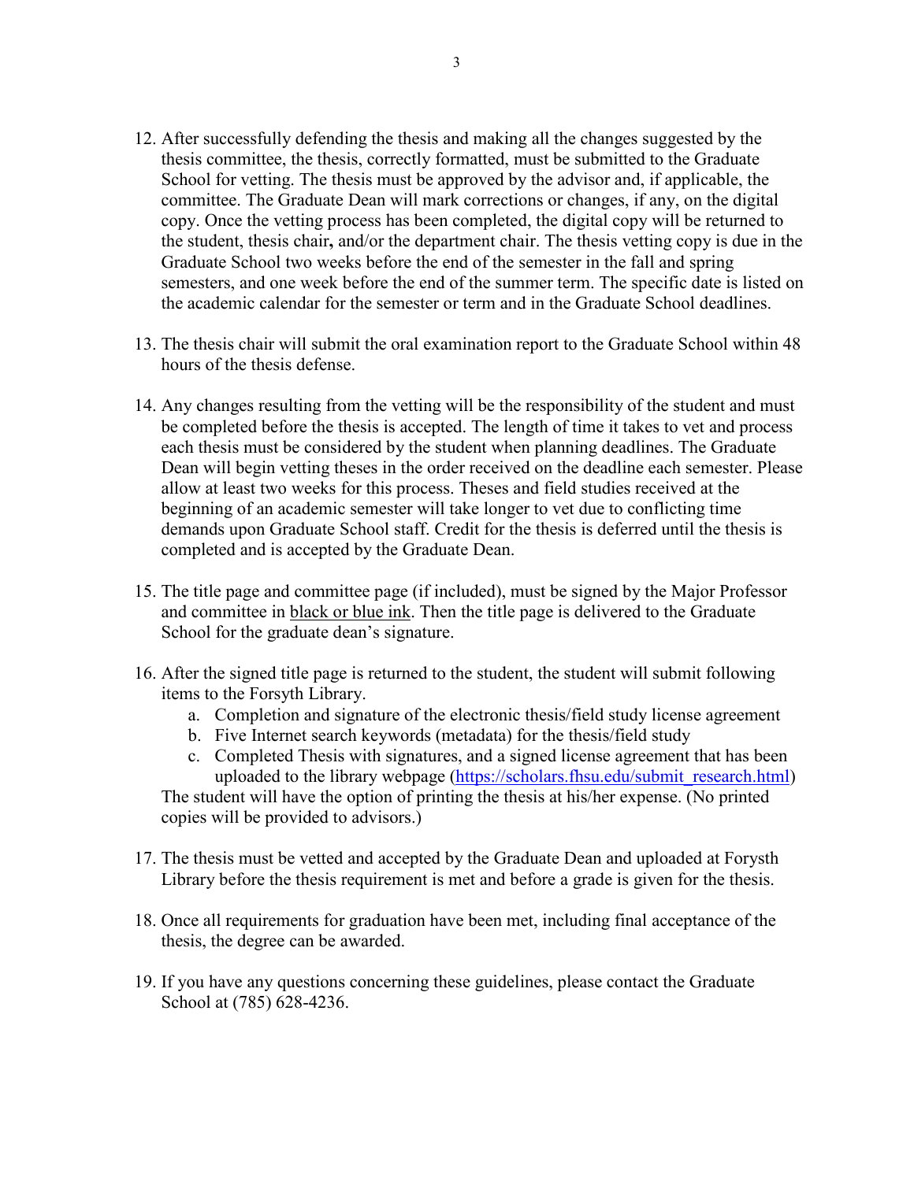12. After successfully defending the thesis and making all the changes suggested by the thesis committee, the thesis, correctly formatted, must be submitted to the Graduate School for vetting. The thesis must be approved by the advisor and, if applicable, the committee. The Graduate Dean will mark corrections or changes, if any, on the digital copy. Once the vetting process has been completed, the digital copy will be returned to the student, thesis chair**,** and/or the department chair. The thesis vetting copy is due in the Graduate School two weeks before the end of the semester in the fall and spring semesters, and one week before the end of the summer term. The specific date is listed on the academic calendar for the semester or term and in the Graduate School deadlines.

13. The thesis chair will submit the oral examination report to the Graduate School within 48 hours of the thesis defense.

14. Any changes resulting from the vetting will be the responsibility of the student and must be completed before the thesis is accepted. The length of time it takes to vet and process each thesis must be considered by the student when planning deadlines. The Graduate Dean will begin vetting theses in the order received on the deadline each semester. Please allow at least two weeks for this process. Theses and field studies received at the beginning of an academic semester will take longer to vet due to conflicting time demands upon Graduate School staff. Credit for the thesis is deferred until the thesis is completed and is accepted by the Graduate Dean.

15. The title page and committee page (if included), must be signed by the Major Professor and committee in <u>black or blue ink</u>. Then the title page is delivered to the Graduate School for the graduate dean's signature.

16. After the signed title page is returned to the student, the student will submit following items to the Forsyth Library.
    a. Completion and signature of the electronic thesis/field study license agreement
    b. Five Internet search keywords (metadata) for the thesis/field study
    c. Completed Thesis with signatures, and a signed license agreement that has been uploaded to the library webpage (https://scholars.fhsu.edu/submit_research.html)

    The student will have the option of printing the thesis at his/her expense. (No printed copies will be provided to advisors.)

17. The thesis must be vetted and accepted by the Graduate Dean and uploaded at Forysth Library before the thesis requirement is met and before a grade is given for the thesis.

18. Once all requirements for graduation have been met, including final acceptance of the thesis, the degree can be awarded.

19. If you have any questions concerning these guidelines, please contact the Graduate School at (785) 628-4236.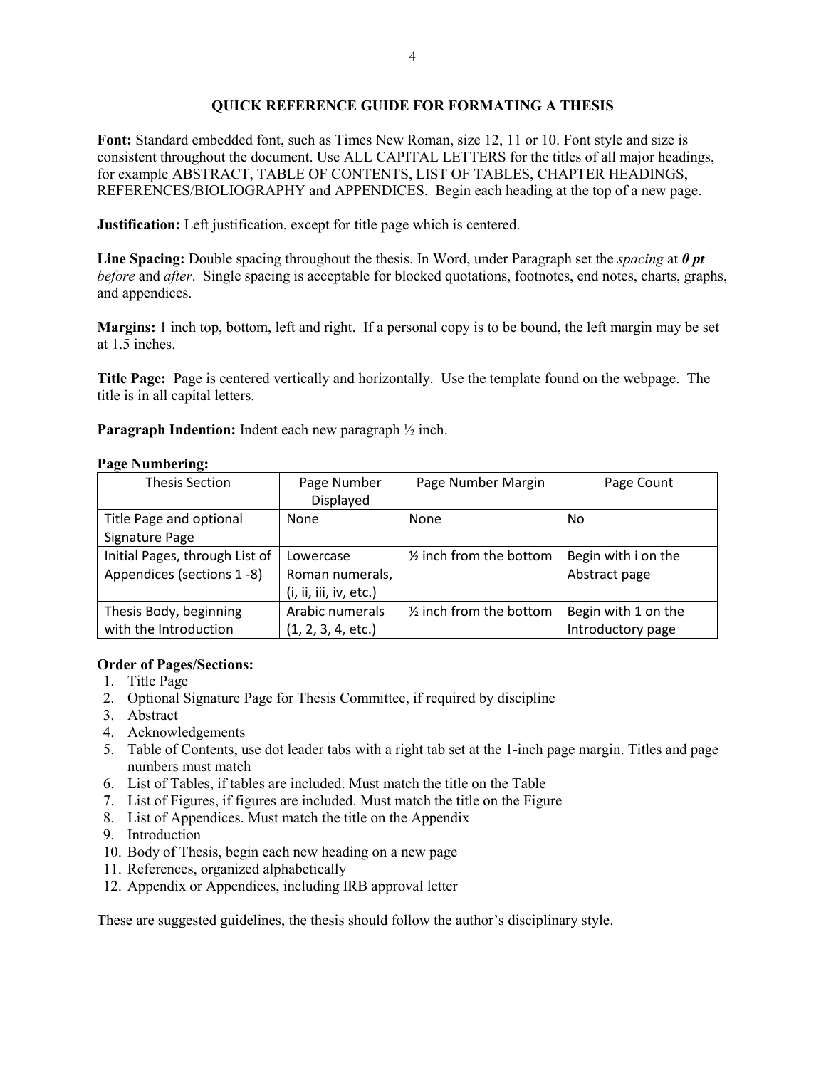# QUICK REFERENCE GUIDE FOR FORMATING A THESIS

**Font:** Standard embedded font, such as Times New Roman, size 12, 11 or 10. Font style and size is consistent throughout the document. Use ALL CAPITAL LETTERS for the titles of all major headings, for example ABSTRACT, TABLE OF CONTENTS, LIST OF TABLES, CHAPTER HEADINGS, REFERENCES/BIOLIOGRAPHY and APPENDICES. Begin each heading at the top of a new page.

**Justification:** Left justification, except for title page which is centered.

**Line Spacing:** Double spacing throughout the thesis. In Word, under Paragraph set the *spacing* at ***0 pt before*** and *after*. Single spacing is acceptable for blocked quotations, footnotes, end notes, charts, graphs, and appendices.

**Margins:** 1 inch top, bottom, left and right. If a personal copy is to be bound, the left margin may be set at 1.5 inches.

**Title Page:** Page is centered vertically and horizontally. Use the template found on the webpage. The title is in all capital letters.

**Paragraph Indention:** Indent each new paragraph ½ inch.

**Page Numbering:**

| Thesis Section | Page Number Displayed | Page Number Margin | Page Count |
|---|---|---|---|
| Title Page and optional Signature Page | None | None | No |
| Initial Pages, through List of Appendices (sections 1 -8) | Lowercase Roman numerals, (i, ii, iii, iv, etc.) | ½ inch from the bottom | Begin with i on the Abstract page |
| Thesis Body, beginning with the Introduction | Arabic numerals (1, 2, 3, 4, etc.) | ½ inch from the bottom | Begin with 1 on the Introductory page |

**Order of Pages/Sections:**

1. Title Page
2. Optional Signature Page for Thesis Committee, if required by discipline
3. Abstract
4. Acknowledgements
5. Table of Contents, use dot leader tabs with a right tab set at the 1-inch page margin. Titles and page numbers must match
6. List of Tables, if tables are included. Must match the title on the Table
7. List of Figures, if figures are included. Must match the title on the Figure
8. List of Appendices. Must match the title on the Appendix
9. Introduction
10. Body of Thesis, begin each new heading on a new page
11. References, organized alphabetically
12. Appendix or Appendices, including IRB approval letter

These are suggested guidelines, the thesis should follow the author's disciplinary style.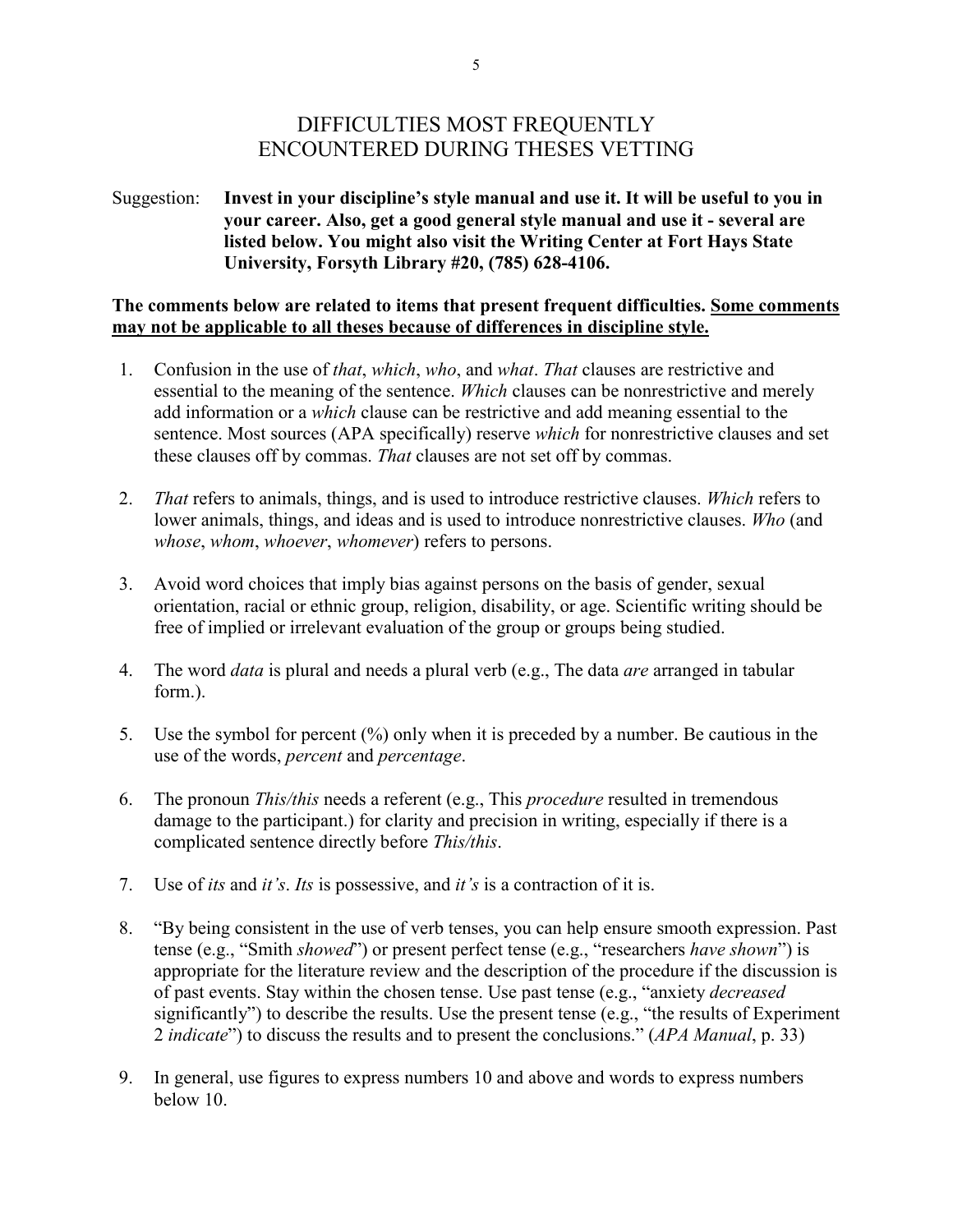# DIFFICULTIES MOST FREQUENTLY ENCOUNTERED DURING THESES VETTING

Suggestion: **Invest in your discipline's style manual and use it. It will be useful to you in your career. Also, get a good general style manual and use it - several are listed below. You might also visit the Writing Center at Fort Hays State University, Forsyth Library #20, (785) 628-4106.**

**The comments below are related to items that present frequent difficulties. <u>Some comments may not be applicable to all theses because of differences in discipline style.</u>**

1. Confusion in the use of *that*, *which*, *who*, and *what*. *That* clauses are restrictive and essential to the meaning of the sentence. *Which* clauses can be nonrestrictive and merely add information or a *which* clause can be restrictive and add meaning essential to the sentence. Most sources (APA specifically) reserve *which* for nonrestrictive clauses and set these clauses off by commas. *That* clauses are not set off by commas.

2. *That* refers to animals, things, and is used to introduce restrictive clauses. *Which* refers to lower animals, things, and ideas and is used to introduce nonrestrictive clauses. *Who* (and *whose*, *whom*, *whoever*, *whomever*) refers to persons.

3. Avoid word choices that imply bias against persons on the basis of gender, sexual orientation, racial or ethnic group, religion, disability, or age. Scientific writing should be free of implied or irrelevant evaluation of the group or groups being studied.

4. The word *data* is plural and needs a plural verb (e.g., The data *are* arranged in tabular form.).

5. Use the symbol for percent (%) only when it is preceded by a number. Be cautious in the use of the words, *percent* and *percentage*.

6. The pronoun *This/this* needs a referent (e.g., This *procedure* resulted in tremendous damage to the participant.) for clarity and precision in writing, especially if there is a complicated sentence directly before *This/this*.

7. Use of *its* and *it's*. *Its* is possessive, and *it's* is a contraction of it is.

8. "By being consistent in the use of verb tenses, you can help ensure smooth expression. Past tense (e.g., "Smith *showed*") or present perfect tense (e.g., "researchers *have shown*") is appropriate for the literature review and the description of the procedure if the discussion is of past events. Stay within the chosen tense. Use past tense (e.g., "anxiety *decreased* significantly") to describe the results. Use the present tense (e.g., "the results of Experiment 2 *indicate*") to discuss the results and to present the conclusions." (*APA Manual*, p. 33)

9. In general, use figures to express numbers 10 and above and words to express numbers below 10.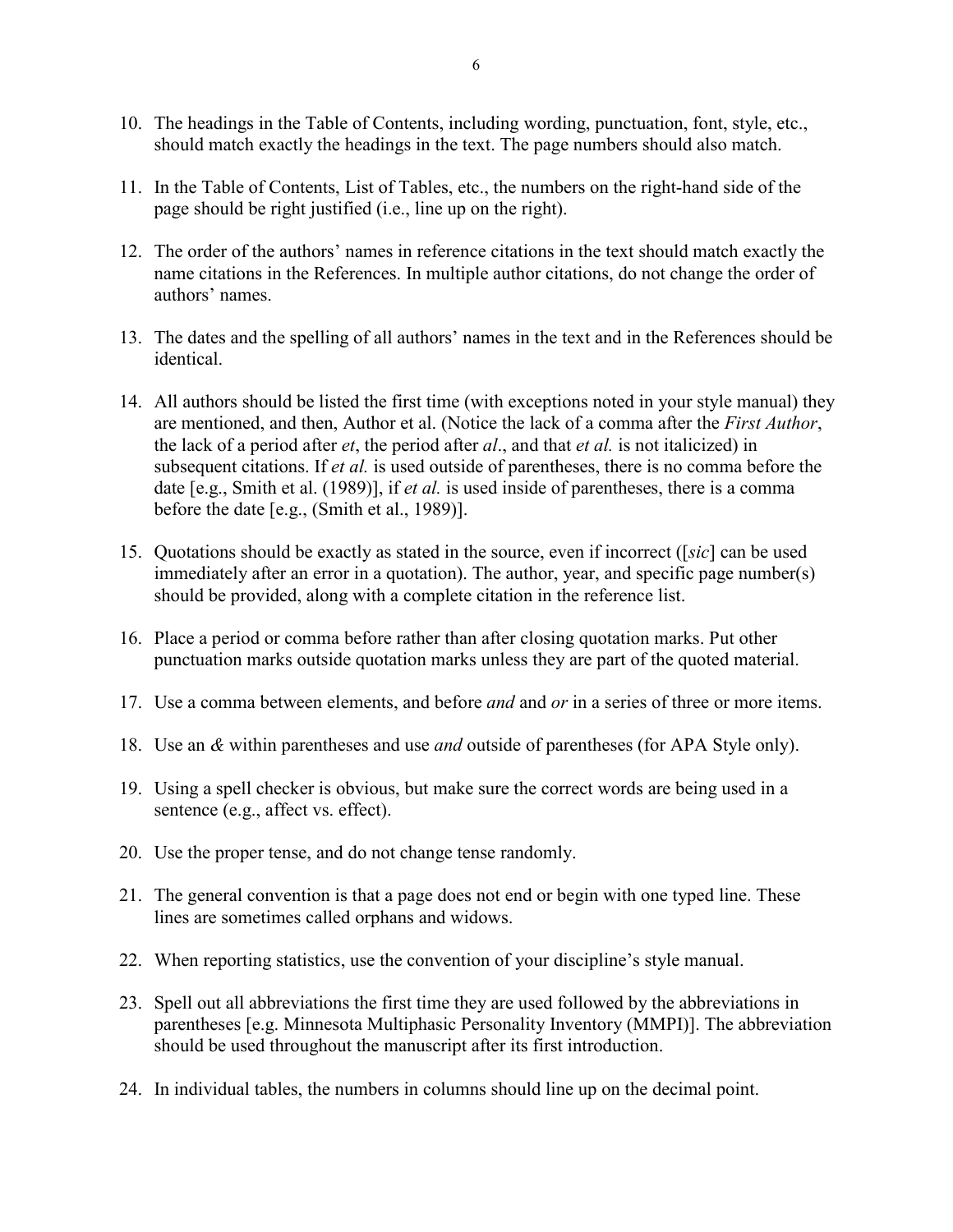10. The headings in the Table of Contents, including wording, punctuation, font, style, etc., should match exactly the headings in the text. The page numbers should also match.

11. In the Table of Contents, List of Tables, etc., the numbers on the right-hand side of the page should be right justified (i.e., line up on the right).

12. The order of the authors' names in reference citations in the text should match exactly the name citations in the References. In multiple author citations, do not change the order of authors' names.

13. The dates and the spelling of all authors' names in the text and in the References should be identical.

14. All authors should be listed the first time (with exceptions noted in your style manual) they are mentioned, and then, Author et al. (Notice the lack of a comma after the *First Author*, the lack of a period after *et*, the period after *al*., and that *et al.* is not italicized) in subsequent citations. If *et al.* is used outside of parentheses, there is no comma before the date [e.g., Smith et al. (1989)], if *et al.* is used inside of parentheses, there is a comma before the date [e.g., (Smith et al., 1989)].

15. Quotations should be exactly as stated in the source, even if incorrect ([*sic*] can be used immediately after an error in a quotation). The author, year, and specific page number(s) should be provided, along with a complete citation in the reference list.

16. Place a period or comma before rather than after closing quotation marks. Put other punctuation marks outside quotation marks unless they are part of the quoted material.

17. Use a comma between elements, and before *and* and *or* in a series of three or more items.

18. Use an *&* within parentheses and use *and* outside of parentheses (for APA Style only).

19. Using a spell checker is obvious, but make sure the correct words are being used in a sentence (e.g., affect vs. effect).

20. Use the proper tense, and do not change tense randomly.

21. The general convention is that a page does not end or begin with one typed line. These lines are sometimes called orphans and widows.

22. When reporting statistics, use the convention of your discipline's style manual.

23. Spell out all abbreviations the first time they are used followed by the abbreviations in parentheses [e.g. Minnesota Multiphasic Personality Inventory (MMPI)]. The abbreviation should be used throughout the manuscript after its first introduction.

24. In individual tables, the numbers in columns should line up on the decimal point.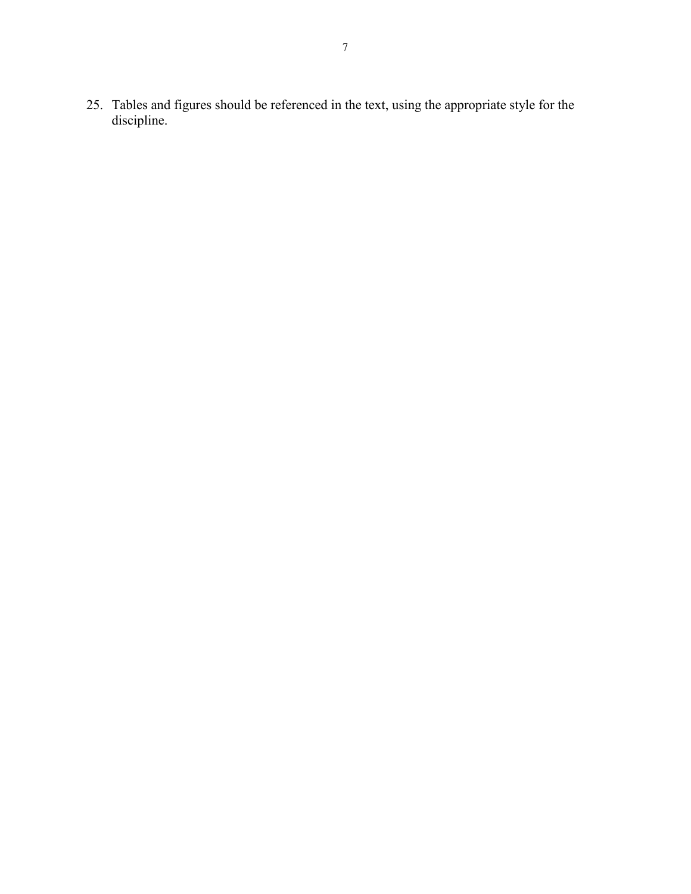25. Tables and figures should be referenced in the text, using the appropriate style for the discipline.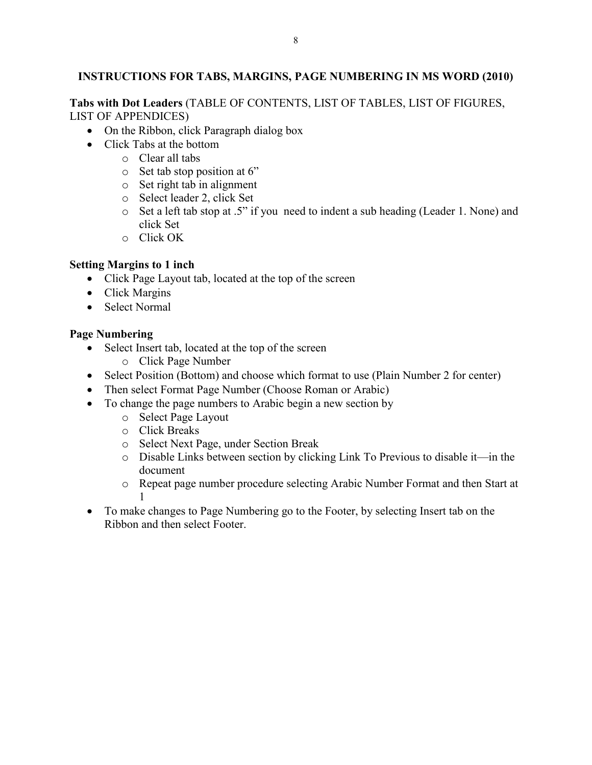## INSTRUCTIONS FOR TABS, MARGINS, PAGE NUMBERING IN MS WORD (2010)

**Tabs with Dot Leaders** (TABLE OF CONTENTS, LIST OF TABLES, LIST OF FIGURES, LIST OF APPENDICES)

- On the Ribbon, click Paragraph dialog box
- Click Tabs at the bottom
  - Clear all tabs
  - Set tab stop position at 6”
  - Set right tab in alignment
  - Select leader 2, click Set
  - Set a left tab stop at .5” if you need to indent a sub heading (Leader 1. None) and click Set
  - Click OK

**Setting Margins to 1 inch**

- Click Page Layout tab, located at the top of the screen
- Click Margins
- Select Normal

**Page Numbering**

- Select Insert tab, located at the top of the screen
  - Click Page Number
- Select Position (Bottom) and choose which format to use (Plain Number 2 for center)
- Then select Format Page Number (Choose Roman or Arabic)
- To change the page numbers to Arabic begin a new section by
  - Select Page Layout
  - Click Breaks
  - Select Next Page, under Section Break
  - Disable Links between section by clicking Link To Previous to disable it—in the document
  - Repeat page number procedure selecting Arabic Number Format and then Start at 1
- To make changes to Page Numbering go to the Footer, by selecting Insert tab on the Ribbon and then select Footer.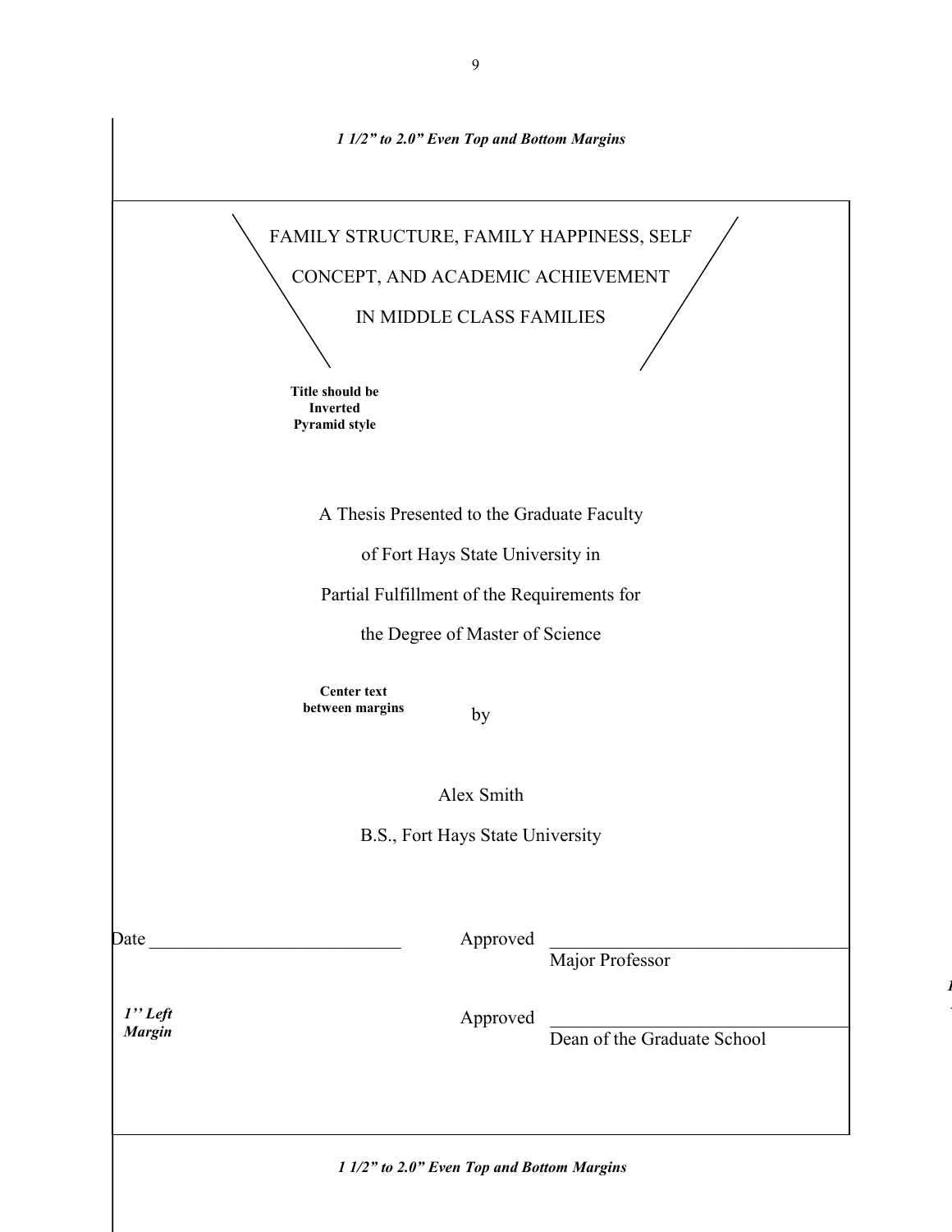*1 1/2" to 2.0" Even Top and Bottom Margins*

FAMILY STRUCTURE, FAMILY HAPPINESS, SELF

CONCEPT, AND ACADEMIC ACHIEVEMENT

IN MIDDLE CLASS FAMILIES

**Title should be Inverted Pyramid style**

A Thesis Presented to the Graduate Faculty

of Fort Hays State University in

Partial Fulfillment of the Requirements for

the Degree of Master of Science

**Center text between margins**

by

Alex Smith

B.S., Fort Hays State University

Date ___________________________ Approved ___________________________

Major Professor

*1'' Left Margin*

Approved ___________________________

Dean of the Graduate School

*1 1/2" to 2.0" Even Top and Bottom Margins*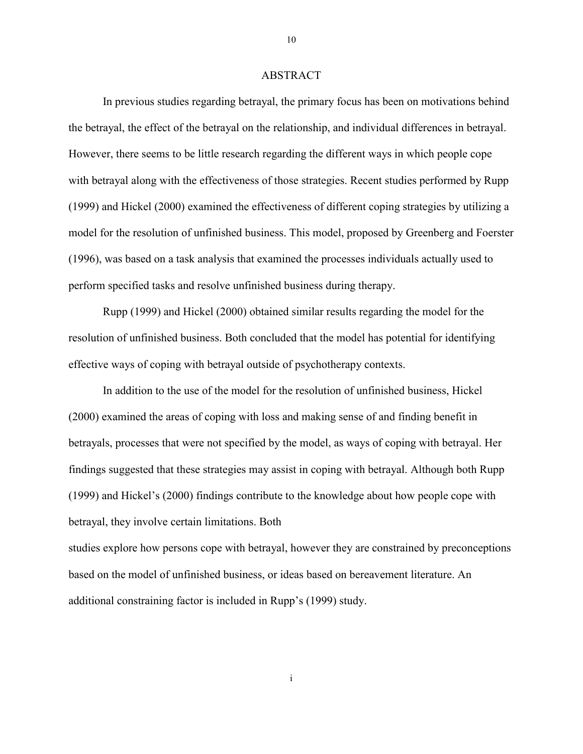# ABSTRACT

In previous studies regarding betrayal, the primary focus has been on motivations behind the betrayal, the effect of the betrayal on the relationship, and individual differences in betrayal. However, there seems to be little research regarding the different ways in which people cope with betrayal along with the effectiveness of those strategies. Recent studies performed by Rupp (1999) and Hickel (2000) examined the effectiveness of different coping strategies by utilizing a model for the resolution of unfinished business. This model, proposed by Greenberg and Foerster (1996), was based on a task analysis that examined the processes individuals actually used to perform specified tasks and resolve unfinished business during therapy.

Rupp (1999) and Hickel (2000) obtained similar results regarding the model for the resolution of unfinished business. Both concluded that the model has potential for identifying effective ways of coping with betrayal outside of psychotherapy contexts.

In addition to the use of the model for the resolution of unfinished business, Hickel (2000) examined the areas of coping with loss and making sense of and finding benefit in betrayals, processes that were not specified by the model, as ways of coping with betrayal. Her findings suggested that these strategies may assist in coping with betrayal. Although both Rupp (1999) and Hickel's (2000) findings contribute to the knowledge about how people cope with betrayal, they involve certain limitations. Both studies explore how persons cope with betrayal, however they are constrained by preconceptions based on the model of unfinished business, or ideas based on bereavement literature. An additional constraining factor is included in Rupp's (1999) study.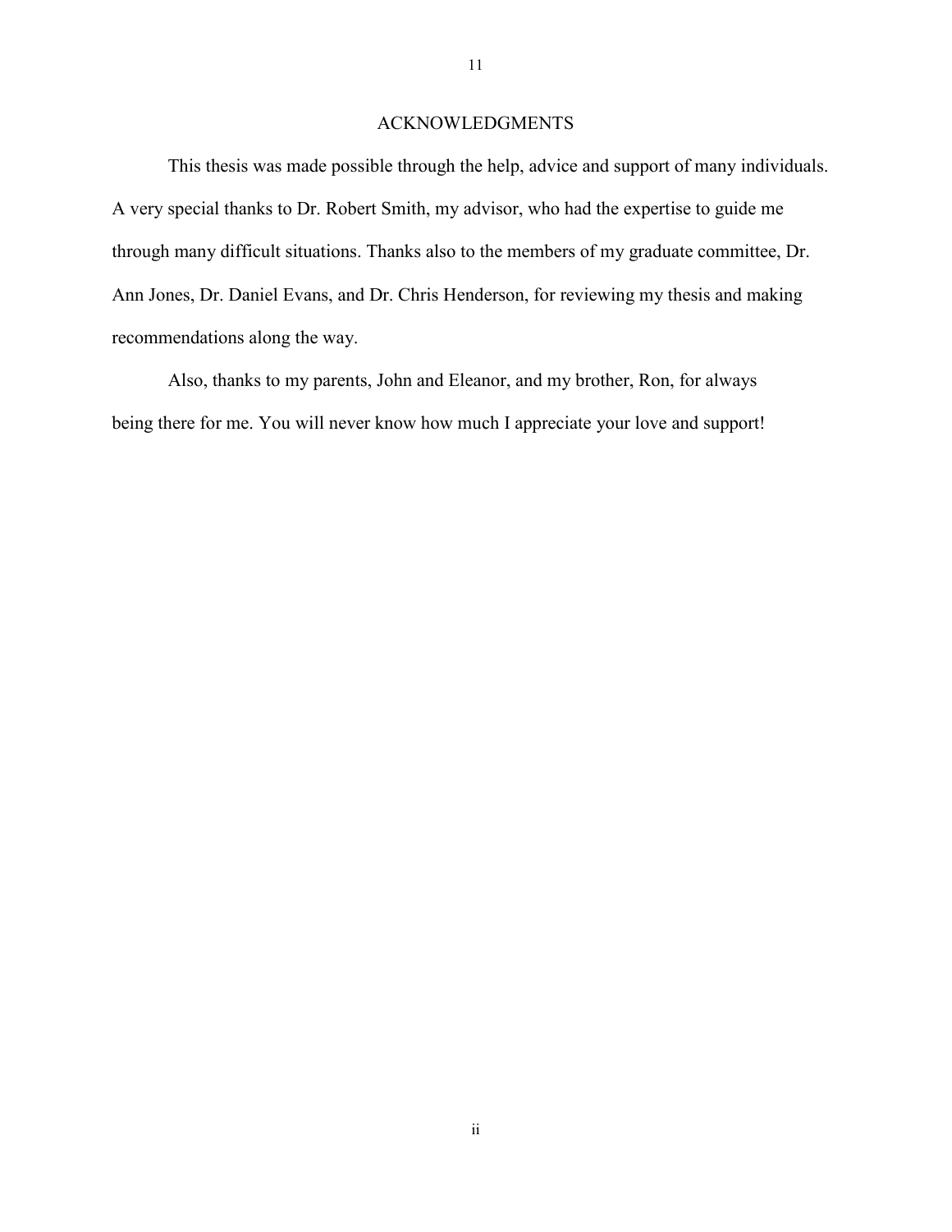# ACKNOWLEDGMENTS

This thesis was made possible through the help, advice and support of many individuals. A very special thanks to Dr. Robert Smith, my advisor, who had the expertise to guide me through many difficult situations. Thanks also to the members of my graduate committee, Dr. Ann Jones, Dr. Daniel Evans, and Dr. Chris Henderson, for reviewing my thesis and making recommendations along the way.

Also, thanks to my parents, John and Eleanor, and my brother, Ron, for always being there for me. You will never know how much I appreciate your love and support!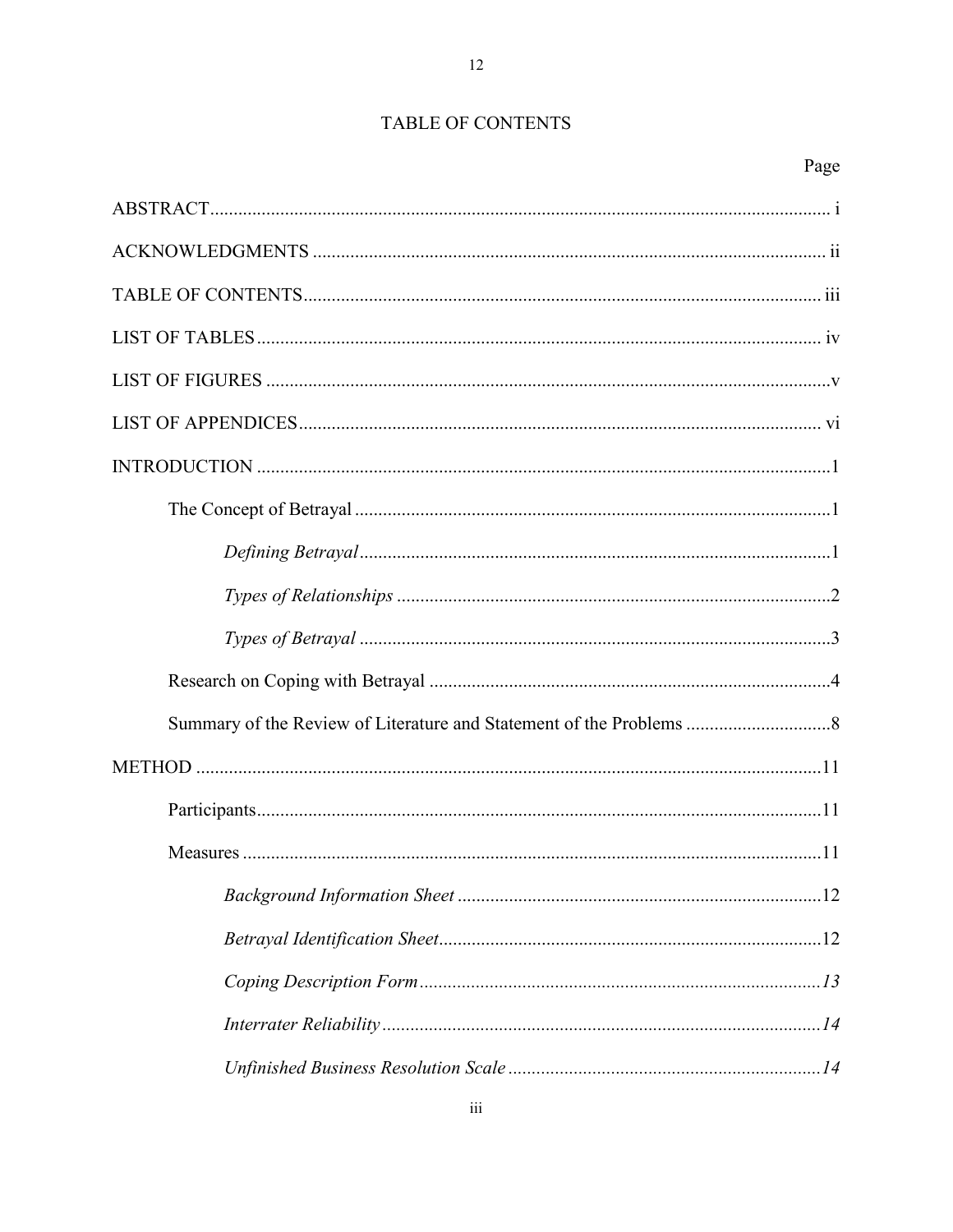# TABLE OF CONTENTS

Page

ABSTRACT ..... i

ACKNOWLEDGMENTS ..... ii

TABLE OF CONTENTS ..... iii

LIST OF TABLES ..... iv

LIST OF FIGURES ..... v

LIST OF APPENDICES ..... vi

INTRODUCTION ..... 1

- The Concept of Betrayal ..... 1
  - *Defining Betrayal* ..... 1
  - *Types of Relationships* ..... 2
  - *Types of Betrayal* ..... 3
- Research on Coping with Betrayal ..... 4
- Summary of the Review of Literature and Statement of the Problems ..... 8

METHOD ..... 11

- Participants ..... 11
- Measures ..... 11
  - *Background Information Sheet* ..... 12
  - *Betrayal Identification Sheet* ..... 12
  - *Coping Description Form* ..... *13*
  - *Interrater Reliability* ..... *14*
  - *Unfinished Business Resolution Scale* ..... *14*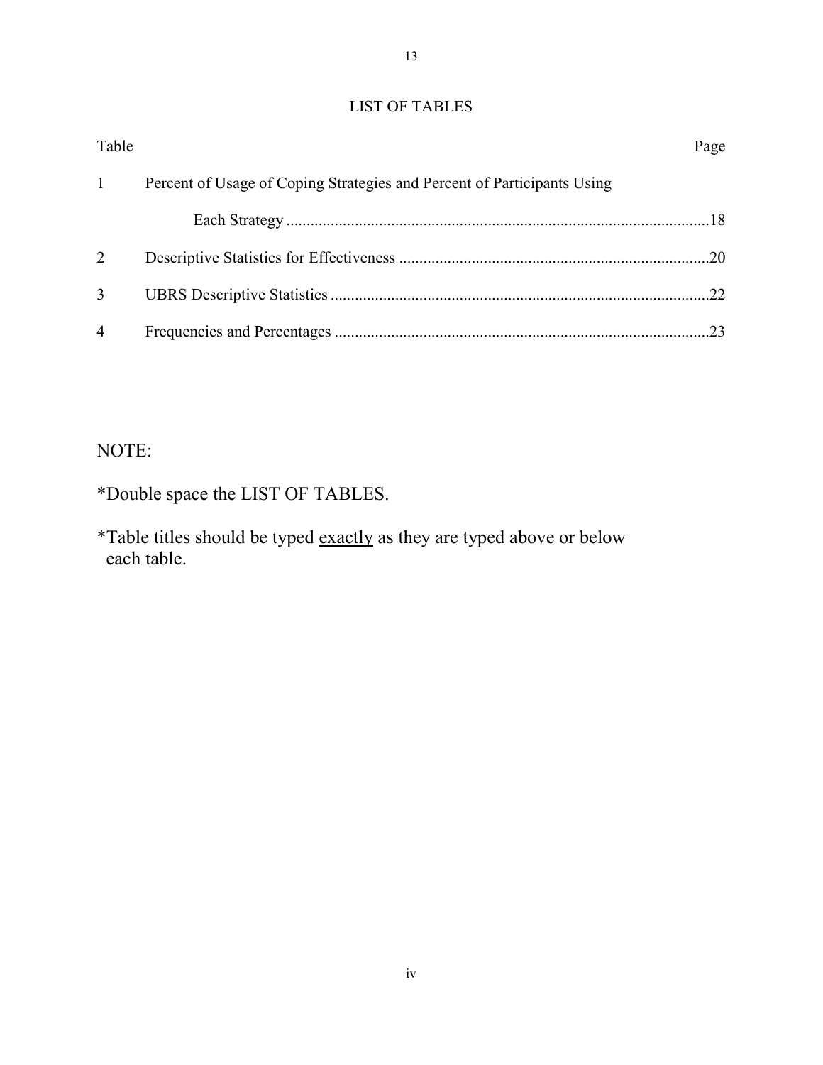# LIST OF TABLES

| Table | | Page |
|---|---|---|
| 1 | Percent of Usage of Coping Strategies and Percent of Participants Using Each Strategy | 18 |
| 2 | Descriptive Statistics for Effectiveness | 20 |
| 3 | UBRS Descriptive Statistics | 22 |
| 4 | Frequencies and Percentages | 23 |

NOTE:

*Double space the LIST OF TABLES.

*Table titles should be typed <u>exactly</u> as they are typed above or below each table.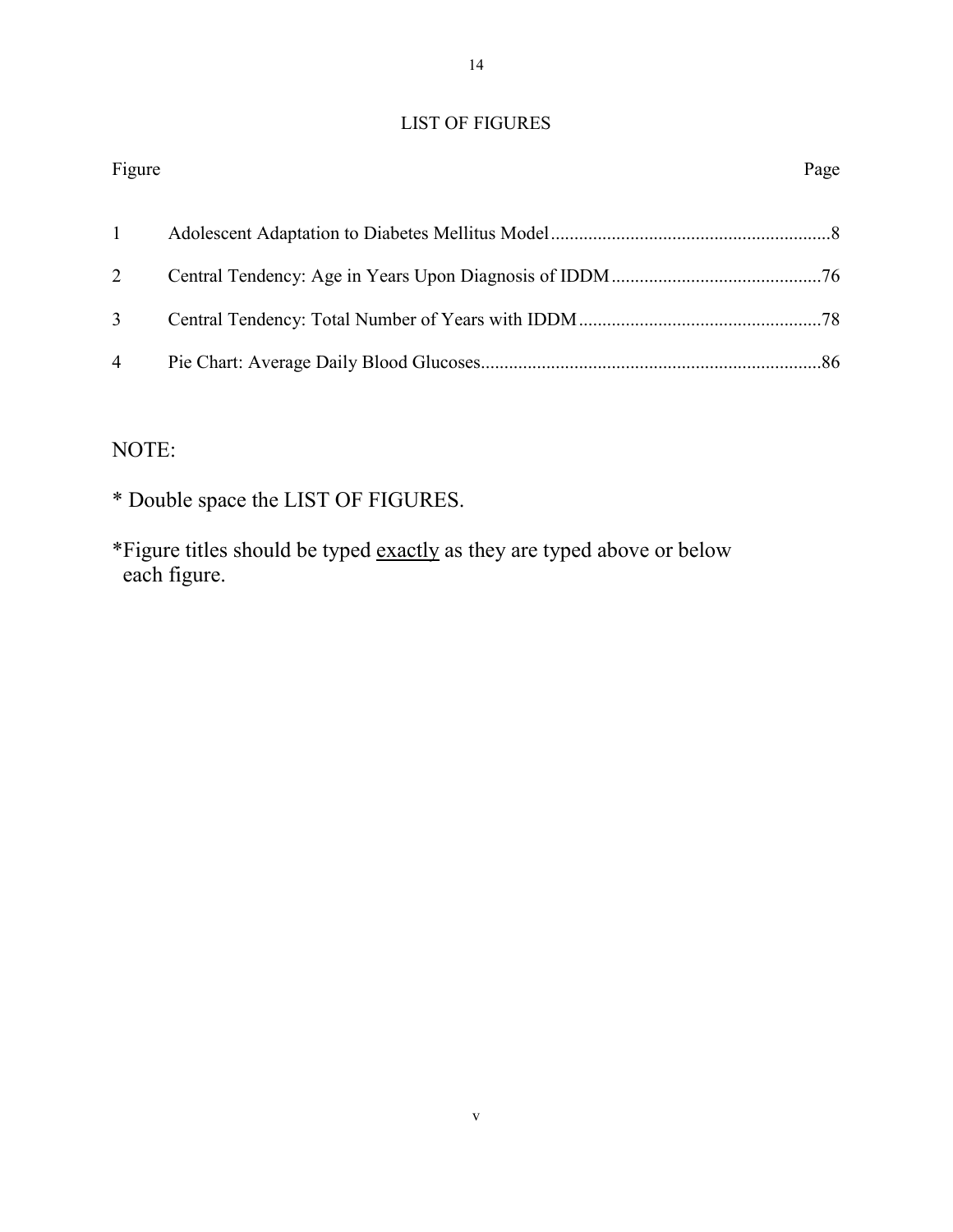# LIST OF FIGURES

| Figure | | Page |
|---|---|---|
| 1 | Adolescent Adaptation to Diabetes Mellitus Model | 8 |
| 2 | Central Tendency: Age in Years Upon Diagnosis of IDDM | 76 |
| 3 | Central Tendency: Total Number of Years with IDDM | 78 |
| 4 | Pie Chart: Average Daily Blood Glucoses | 86 |

NOTE:

* Double space the LIST OF FIGURES.

*Figure titles should be typed <u>exactly</u> as they are typed above or below each figure.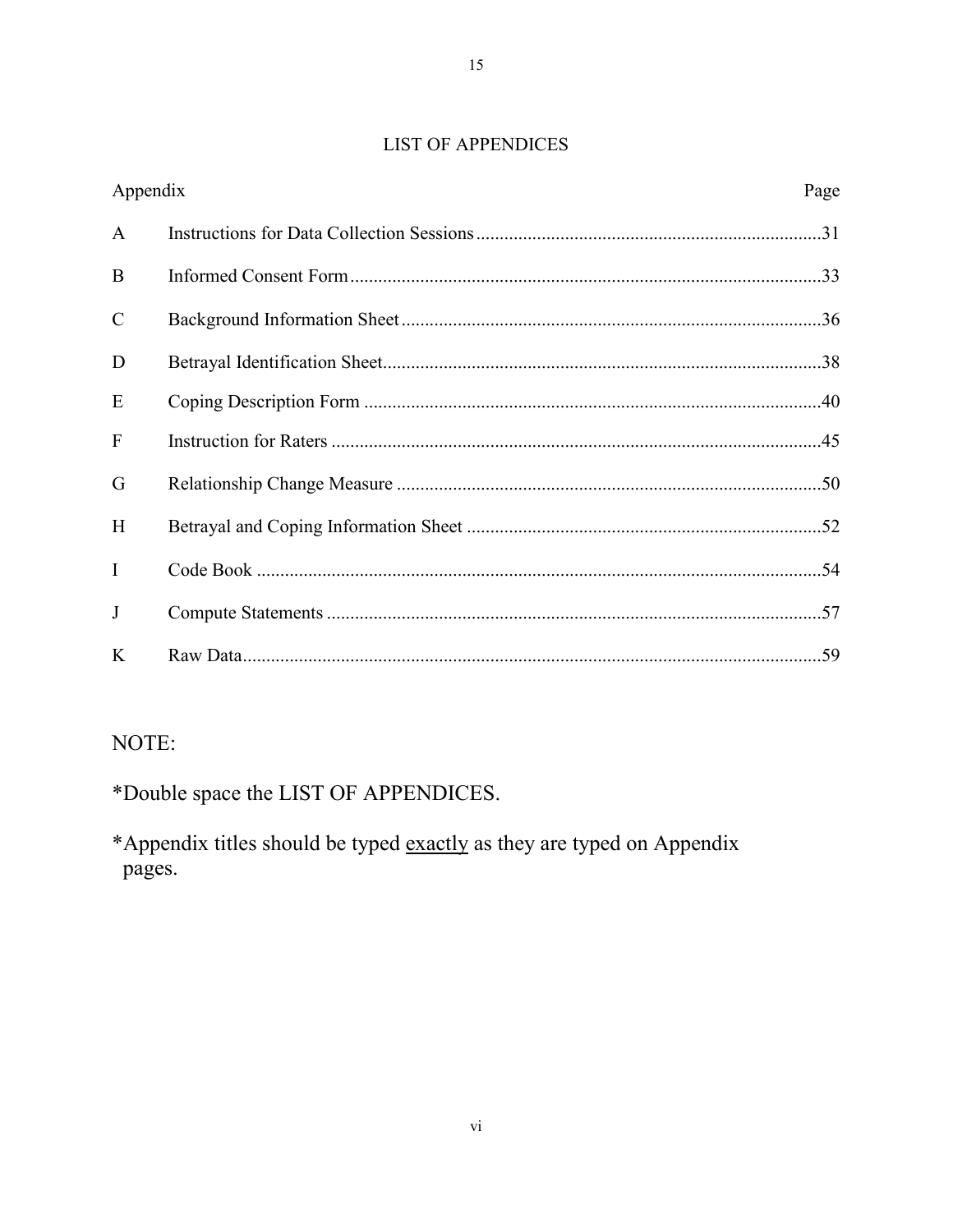# LIST OF APPENDICES

| Appendix | | Page |
| --- | --- | --- |
| A | Instructions for Data Collection Sessions | 31 |
| B | Informed Consent Form | 33 |
| C | Background Information Sheet | 36 |
| D | Betrayal Identification Sheet | 38 |
| E | Coping Description Form | 40 |
| F | Instruction for Raters | 45 |
| G | Relationship Change Measure | 50 |
| H | Betrayal and Coping Information Sheet | 52 |
| I | Code Book | 54 |
| J | Compute Statements | 57 |
| K | Raw Data | 59 |

NOTE:

*Double space the LIST OF APPENDICES.

*Appendix titles should be typed <u>exactly</u> as they are typed on Appendix pages.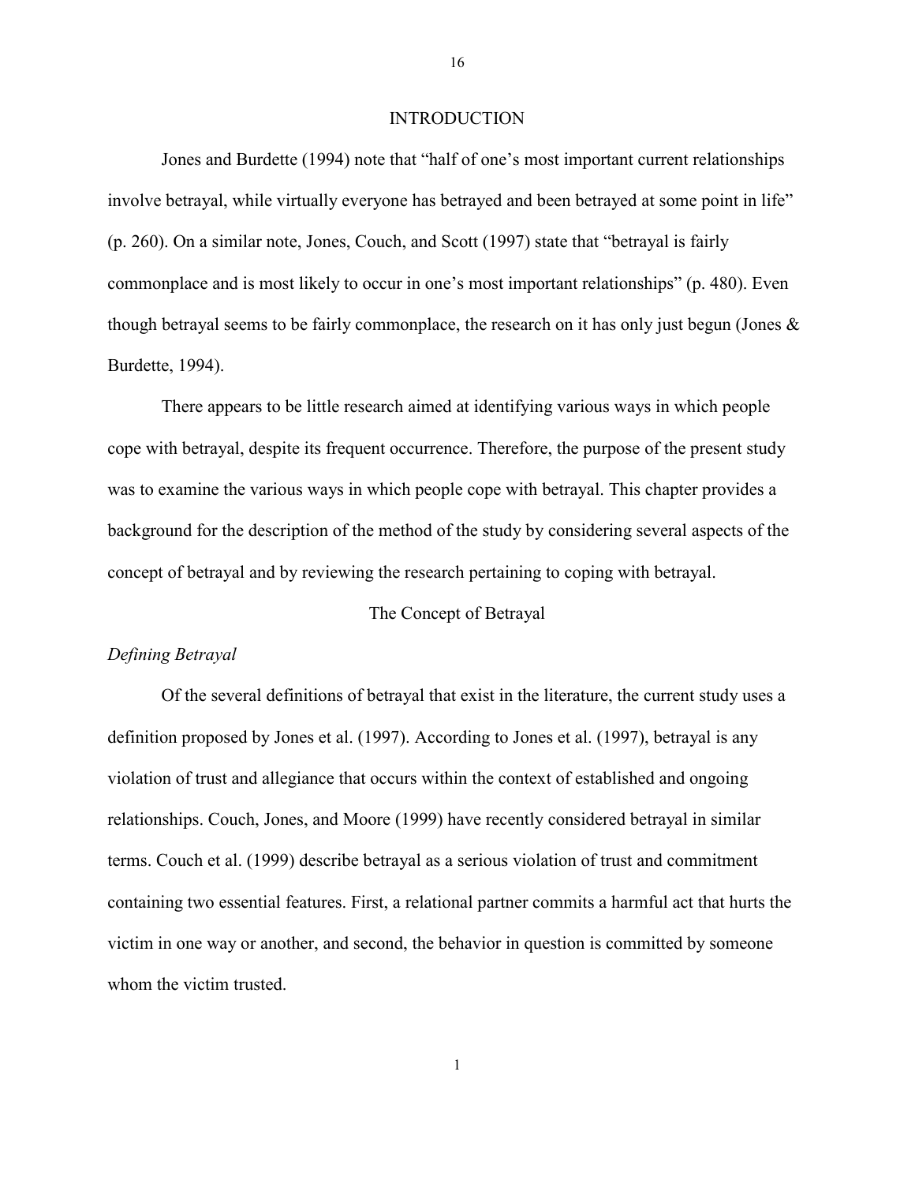# INTRODUCTION

Jones and Burdette (1994) note that "half of one's most important current relationships involve betrayal, while virtually everyone has betrayed and been betrayed at some point in life" (p. 260). On a similar note, Jones, Couch, and Scott (1997) state that "betrayal is fairly commonplace and is most likely to occur in one's most important relationships" (p. 480). Even though betrayal seems to be fairly commonplace, the research on it has only just begun (Jones & Burdette, 1994).

There appears to be little research aimed at identifying various ways in which people cope with betrayal, despite its frequent occurrence. Therefore, the purpose of the present study was to examine the various ways in which people cope with betrayal. This chapter provides a background for the description of the method of the study by considering several aspects of the concept of betrayal and by reviewing the research pertaining to coping with betrayal.

## The Concept of Betrayal

### *Defining Betrayal*

Of the several definitions of betrayal that exist in the literature, the current study uses a definition proposed by Jones et al. (1997). According to Jones et al. (1997), betrayal is any violation of trust and allegiance that occurs within the context of established and ongoing relationships. Couch, Jones, and Moore (1999) have recently considered betrayal in similar terms. Couch et al. (1999) describe betrayal as a serious violation of trust and commitment containing two essential features. First, a relational partner commits a harmful act that hurts the victim in one way or another, and second, the behavior in question is committed by someone whom the victim trusted.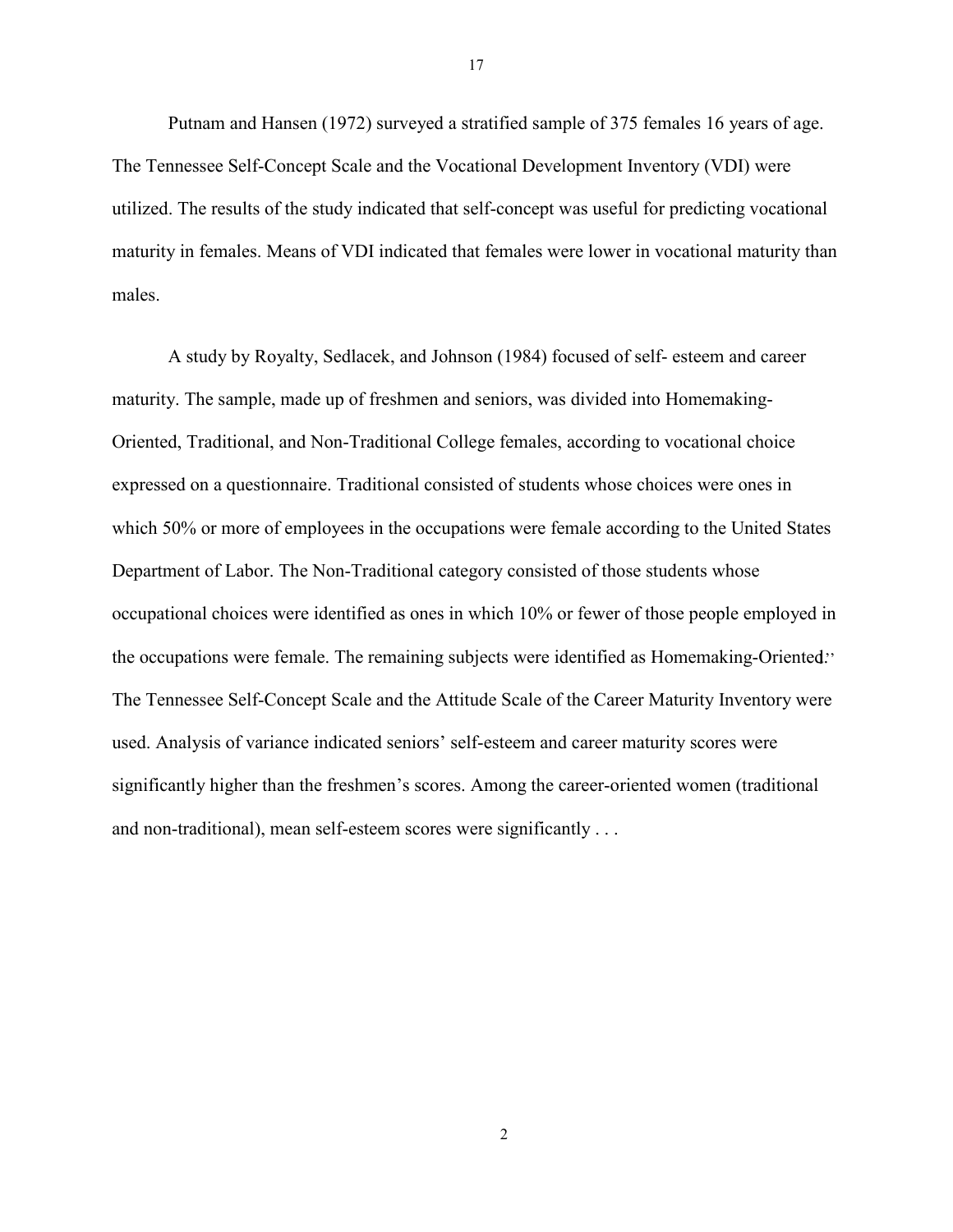Putnam and Hansen (1972) surveyed a stratified sample of 375 females 16 years of age. The Tennessee Self-Concept Scale and the Vocational Development Inventory (VDI) were utilized. The results of the study indicated that self-concept was useful for predicting vocational maturity in females. Means of VDI indicated that females were lower in vocational maturity than males.

A study by Royalty, Sedlacek, and Johnson (1984) focused of self- esteem and career maturity. The sample, made up of freshmen and seniors, was divided into Homemaking-Oriented, Traditional, and Non-Traditional College females, according to vocational choice expressed on a questionnaire. Traditional consisted of students whose choices were ones in which 50% or more of employees in the occupations were female according to the United States Department of Labor. The Non-Traditional category consisted of those students whose occupational choices were identified as ones in which 10% or fewer of those people employed in the occupations were female. The remaining subjects were identified as Homemaking-Oriented." The Tennessee Self-Concept Scale and the Attitude Scale of the Career Maturity Inventory were used. Analysis of variance indicated seniors' self-esteem and career maturity scores were significantly higher than the freshmen's scores. Among the career-oriented women (traditional and non-traditional), mean self-esteem scores were significantly . . .